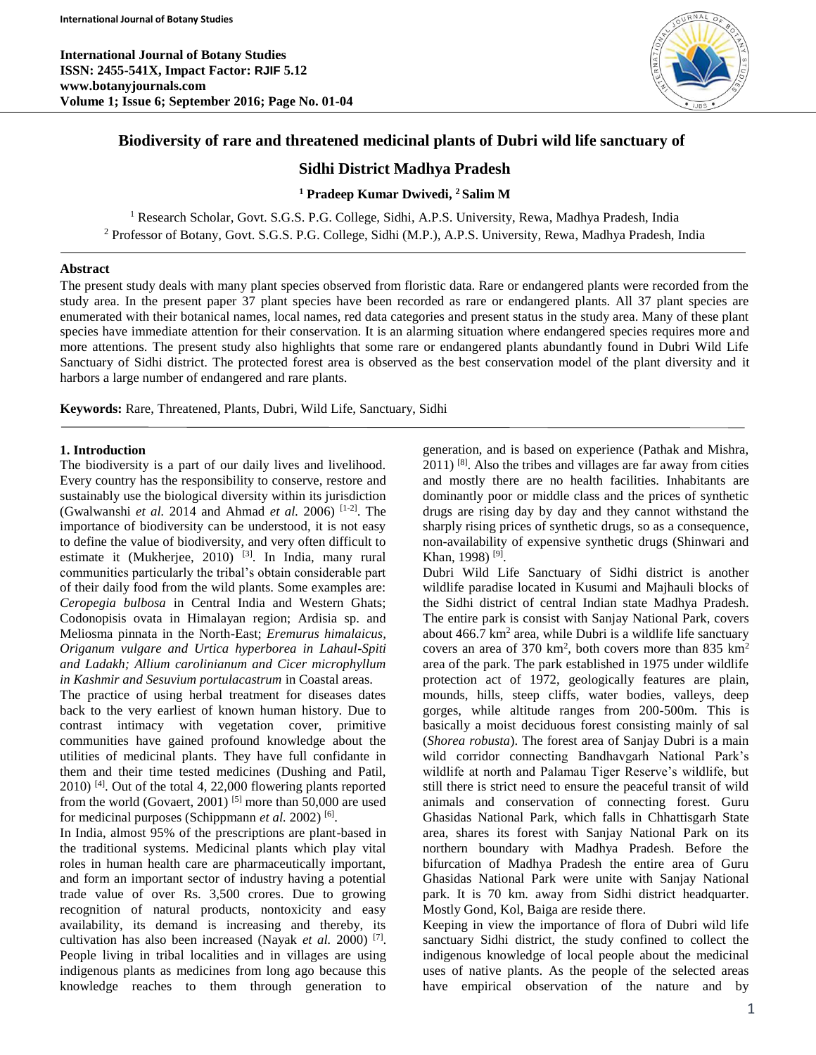# Biodiversity of rare and threatened medicinal plants of Dubri wild life sanctuary of Sidhi District Madhya Pradesh

**[1] Pradeep Kumar Dwivedi, [2] Salim M**

[1] Research Scholar, Govt. S.G.S. P.G. College, Sidhi, A.P.S. University, Rewa, Madhya Pradesh, India
[2] Professor of Botany, Govt. S.G.S. P.G. College, Sidhi (M.P.), A.P.S. University, Rewa, Madhya Pradesh, India

### Abstract

The present study deals with many plant species observed from floristic data. Rare or endangered plants were recorded from the study area. In the present paper 37 plant species have been recorded as rare or endangered plants. All 37 plant species are enumerated with their botanical names, local names, red data categories and present status in the study area. Many of these plant species have immediate attention for their conservation. It is an alarming situation where endangered species requires more and more attentions. The present study also highlights that some rare or endangered plants abundantly found in Dubri Wild Life Sanctuary of Sidhi district. The protected forest area is observed as the best conservation model of the plant diversity and it harbors a large number of endangered and rare plants.

**Keywords:** Rare, Threatened, Plants, Dubri, Wild Life, Sanctuary, Sidhi

## 1. Introduction

The biodiversity is a part of our daily lives and livelihood. Every country has the responsibility to conserve, restore and sustainably use the biological diversity within its jurisdiction (Gwalwanshi *et al.* 2014 and Ahmad *et al.* 2006) [1-2]. The importance of biodiversity can be understood, it is not easy to define the value of biodiversity, and very often difficult to estimate it (Mukherjee, 2010) [3]. In India, many rural communities particularly the tribal's obtain considerable part of their daily food from the wild plants. Some examples are: *Ceropegia bulbosa* in Central India and Western Ghats; Codonopisis ovata in Himalayan region; Ardisia sp. and Meliosma pinnata in the North-East; *Eremurus himalaicus, Origanum vulgare and Urtica hyperborea in Lahaul-Spiti and Ladakh; Allium carolinianum and Cicer microphyllum in Kashmir and Sesuvium portulacastrum* in Coastal areas.

The practice of using herbal treatment for diseases dates back to the very earliest of known human history. Due to contrast intimacy with vegetation cover, primitive communities have gained profound knowledge about the utilities of medicinal plants. They have full confidante in them and their time tested medicines (Dushing and Patil, 2010) [4]. Out of the total 4, 22,000 flowering plants reported from the world (Govaert, 2001) [5] more than 50,000 are used for medicinal purposes (Schippmann *et al.* 2002) [6].

In India, almost 95% of the prescriptions are plant-based in the traditional systems. Medicinal plants which play vital roles in human health care are pharmaceutically important, and form an important sector of industry having a potential trade value of over Rs. 3,500 crores. Due to growing recognition of natural products, nontoxicity and easy availability, its demand is increasing and thereby, its cultivation has also been increased (Nayak *et al.* 2000) [7]. People living in tribal localities and in villages are using indigenous plants as medicines from long ago because this knowledge reaches to them through generation to generation, and is based on experience (Pathak and Mishra, 2011) [8]. Also the tribes and villages are far away from cities and mostly there are no health facilities. Inhabitants are dominantly poor or middle class and the prices of synthetic drugs are rising day by day and they cannot withstand the sharply rising prices of synthetic drugs, so as a consequence, non-availability of expensive synthetic drugs (Shinwari and Khan, 1998) [9].

Dubri Wild Life Sanctuary of Sidhi district is another wildlife paradise located in Kusumi and Majhauli blocks of the Sidhi district of central Indian state Madhya Pradesh. The entire park is consist with Sanjay National Park, covers about 466.7 km$^2$ area, while Dubri is a wildlife life sanctuary covers an area of 370 km$^2$, both covers more than 835 km$^2$ area of the park. The park established in 1975 under wildlife protection act of 1972, geologically features are plain, mounds, hills, steep cliffs, water bodies, valleys, deep gorges, while altitude ranges from 200-500m. This is basically a moist deciduous forest consisting mainly of sal (*Shorea robusta*). The forest area of Sanjay Dubri is a main wild corridor connecting Bandhavgarh National Park's wildlife at north and Palamau Tiger Reserve's wildlife, but still there is strict need to ensure the peaceful transit of wild animals and conservation of connecting forest. Guru Ghasidas National Park, which falls in Chhattisgarh State area, shares its forest with Sanjay National Park on its northern boundary with Madhya Pradesh. Before the bifurcation of Madhya Pradesh the entire area of Guru Ghasidas National Park were unite with Sanjay National park. It is 70 km. away from Sidhi district headquarter. Mostly Gond, Kol, Baiga are reside there.

Keeping in view the importance of flora of Dubri wild life sanctuary Sidhi district, the study confined to collect the indigenous knowledge of local people about the medicinal uses of native plants. As the people of the selected areas have empirical observation of the nature and by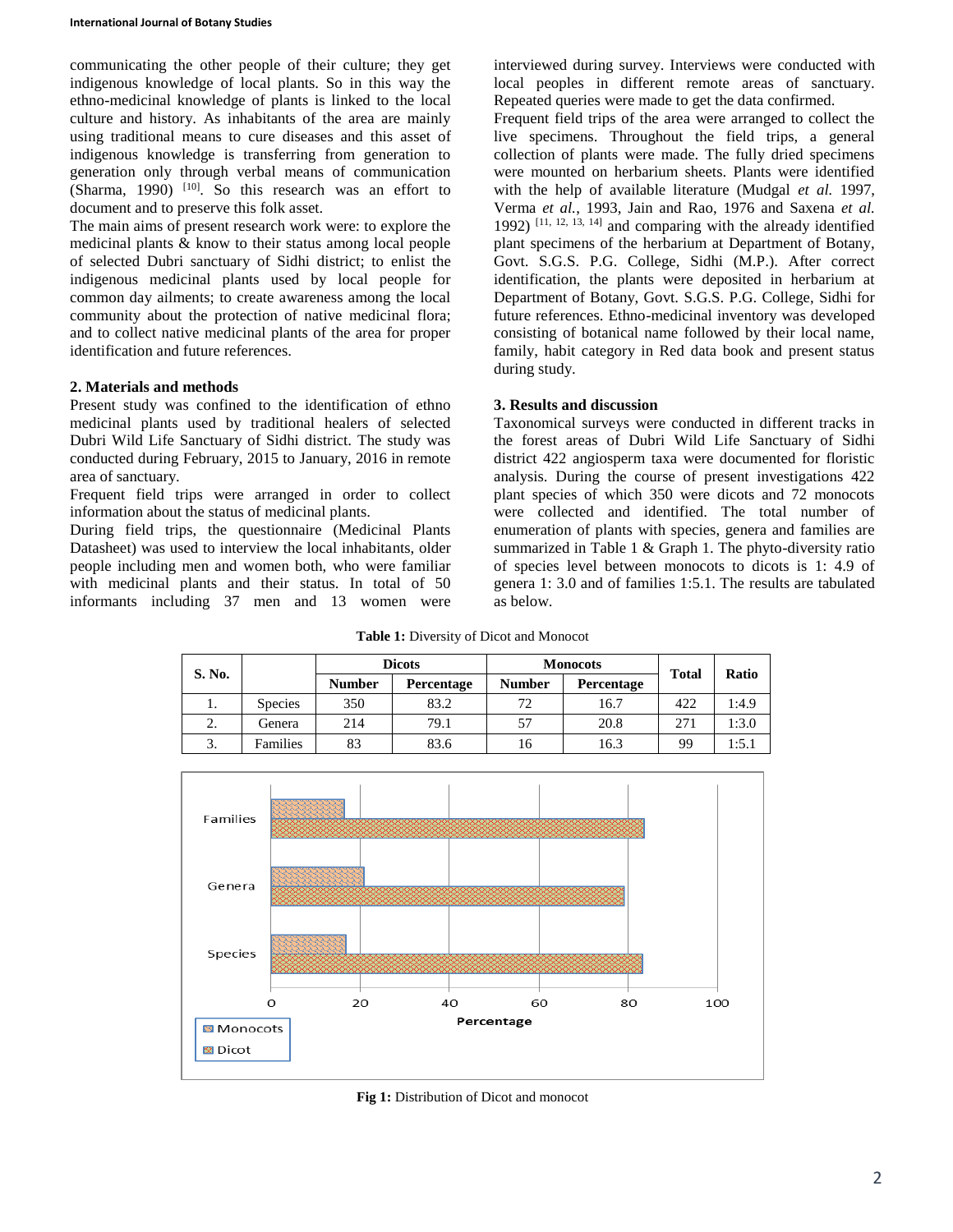communicating the other people of their culture; they get indigenous knowledge of local plants. So in this way the ethno-medicinal knowledge of plants is linked to the local culture and history. As inhabitants of the area are mainly using traditional means to cure diseases and this asset of indigenous knowledge is transferring from generation to generation only through verbal means of communication (Sharma, 1990) [10]. So this research was an effort to document and to preserve this folk asset.

The main aims of present research work were: to explore the medicinal plants & know to their status among local people of selected Dubri sanctuary of Sidhi district; to enlist the indigenous medicinal plants used by local people for common day ailments; to create awareness among the local community about the protection of native medicinal flora; and to collect native medicinal plants of the area for proper identification and future references.

## 2. Materials and methods

Present study was confined to the identification of ethno medicinal plants used by traditional healers of selected Dubri Wild Life Sanctuary of Sidhi district. The study was conducted during February, 2015 to January, 2016 in remote area of sanctuary.

Frequent field trips were arranged in order to collect information about the status of medicinal plants.

During field trips, the questionnaire (Medicinal Plants Datasheet) was used to interview the local inhabitants, older people including men and women both, who were familiar with medicinal plants and their status. In total of 50 informants including 37 men and 13 women were interviewed during survey. Interviews were conducted with local peoples in different remote areas of sanctuary. Repeated queries were made to get the data confirmed.

Frequent field trips of the area were arranged to collect the live specimens. Throughout the field trips, a general collection of plants were made. The fully dried specimens were mounted on herbarium sheets. Plants were identified with the help of available literature (Mudgal *et al.* 1997, Verma *et al.*, 1993, Jain and Rao, 1976 and Saxena *et al.* 1992) [11, 12, 13, 14] and comparing with the already identified plant specimens of the herbarium at Department of Botany, Govt. S.G.S. P.G. College, Sidhi (M.P.). After correct identification, the plants were deposited in herbarium at Department of Botany, Govt. S.G.S. P.G. College, Sidhi for future references. Ethno-medicinal inventory was developed consisting of botanical name followed by their local name, family, habit category in Red data book and present status during study.

## 3. Results and discussion

Taxonomical surveys were conducted in different tracks in the forest areas of Dubri Wild Life Sanctuary of Sidhi district 422 angiosperm taxa were documented for floristic analysis. During the course of present investigations 422 plant species of which 350 were dicots and 72 monocots were collected and identified. The total number of enumeration of plants with species, genera and families are summarized in Table 1 & Graph 1. The phyto-diversity ratio of species level between monocots to dicots is 1: 4.9 of genera 1: 3.0 and of families 1:5.1. The results are tabulated as below.

**Table 1:** Diversity of Dicot and Monocot

| S. No. | | Dicots | | Monocots | | Total | Ratio |
|---|---|---|---|---|---|---|---|
| | | Number | Percentage | Number | Percentage | | |
| 1. | Species | 350 | 83.2 | 72 | 16.7 | 422 | 1:4.9 |
| 2. | Genera | 214 | 79.1 | 57 | 20.8 | 271 | 1:3.0 |
| 3. | Families | 83 | 83.6 | 16 | 16.3 | 99 | 1:5.1 |

**Fig 1:** Distribution of Dicot and monocot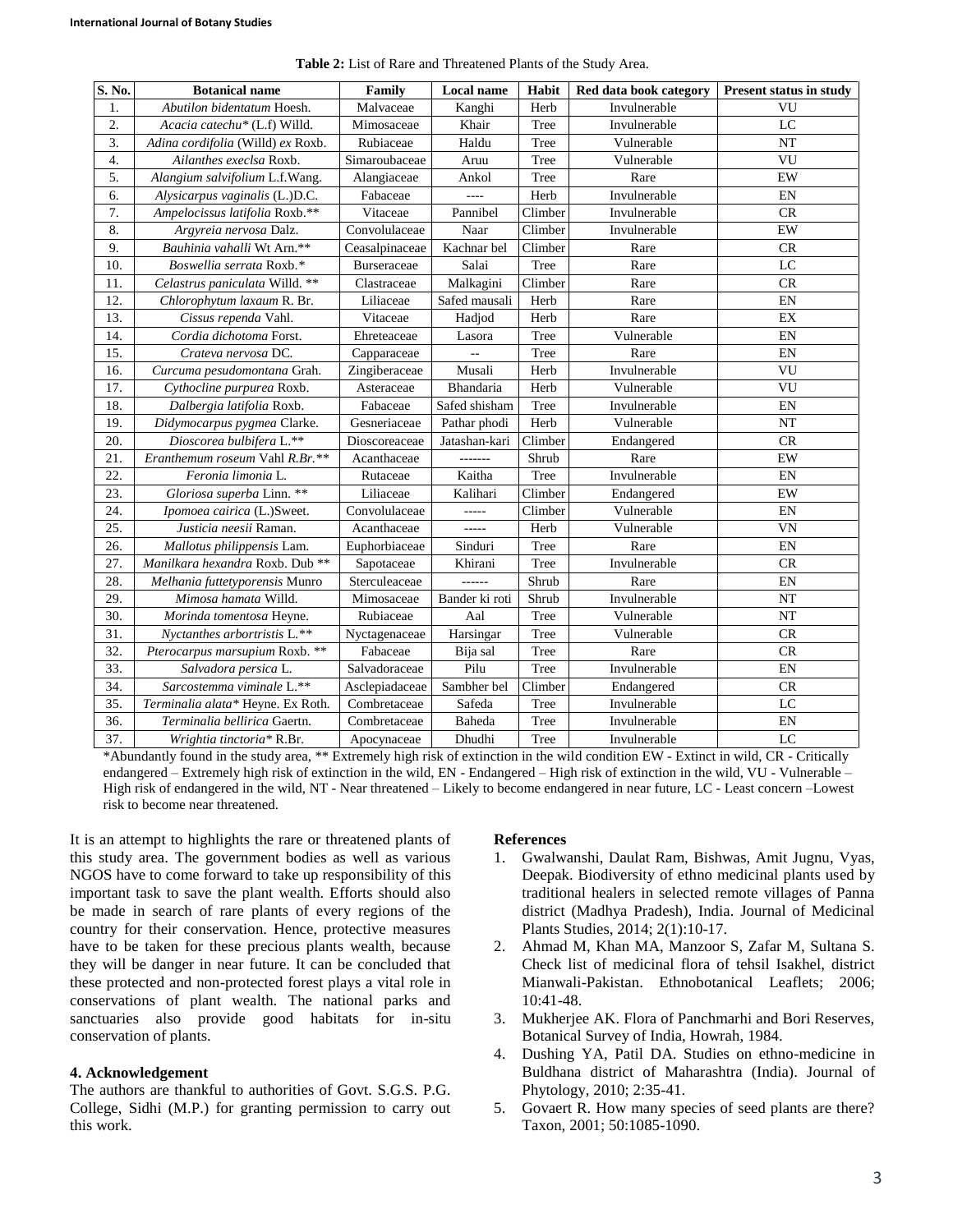**Table 2:** List of Rare and Threatened Plants of the Study Area.

| S. No. | Botanical name | Family | Local name | Habit | Red data book category | Present status in study |
|---|---|---|---|---|---|---|
| 1. | *Abutilon bidentatum* Hoesh. | Malvaceae | Kanghi | Herb | Invulnerable | VU |
| 2. | *Acacia catechu** (L.f) Willd. | Mimosaceae | Khair | Tree | Invulnerable | LC |
| 3. | *Adina cordifolia* (Willd) *ex* Roxb. | Rubiaceae | Haldu | Tree | Vulnerable | NT |
| 4. | *Ailanthes execlsa* Roxb. | Simaroubaceae | Aruu | Tree | Vulnerable | VU |
| 5. | *Alangium salvifolium* L.f.Wang. | Alangiaceae | Ankol | Tree | Rare | EW |
| 6. | *Alysicarpus vaginalis* (L.)D.C. | Fabaceae | ---- | Herb | Invulnerable | EN |
| 7. | *Ampelocissus latifolia* Roxb.** | Vitaceae | Pannibel | Climber | Invulnerable | CR |
| 8. | *Argyreia nervosa* Dalz. | Convolulaceae | Naar | Climber | Invulnerable | EW |
| 9. | *Bauhinia vahalli* Wt Arn.** | Ceasalpinaceae | Kachnar bel | Climber | Rare | CR |
| 10. | *Boswellia serrata* Roxb.* | Burseraceae | Salai | Tree | Rare | LC |
| 11. | *Celastrus paniculata* Willd. ** | Clastraceae | Malkagini | Climber | Rare | CR |
| 12. | *Chlorophytum laxaum* R. Br. | Liliaceae | Safed mausali | Herb | Rare | EN |
| 13. | *Cissus rependa* Vahl. | Vitaceae | Hadjod | Herb | Rare | EX |
| 14. | *Cordia dichotoma* Forst. | Ehreteaceae | Lasora | Tree | Vulnerable | EN |
| 15. | *Crateva nervosa* DC. | Capparaceae | -- | Tree | Rare | EN |
| 16. | *Curcuma pesudomontana* Grah. | Zingiberaceae | Musali | Herb | Invulnerable | VU |
| 17. | *Cythocline purpurea* Roxb. | Asteraceae | Bhandaria | Herb | Vulnerable | VU |
| 18. | *Dalbergia latifolia* Roxb. | Fabaceae | Safed shisham | Tree | Invulnerable | EN |
| 19. | *Didymocarpus pygmea* Clarke. | Gesneriaceae | Pathar phodi | Herb | Vulnerable | NT |
| 20. | *Dioscorea bulbifera* L.** | Dioscoreaceae | Jatashan-kari | Climber | Endangered | CR |
| 21. | *Eranthemum roseum* Vahl *R.Br.*** | Acanthaceae | ------- | Shrub | Rare | EW |
| 22. | *Feronia limonia* L. | Rutaceae | Kaitha | Tree | Invulnerable | EN |
| 23. | *Gloriosa superba* Linn. ** | Liliaceae | Kalihari | Climber | Endangered | EW |
| 24. | *Ipomoea cairica* (L.)Sweet. | Convolulaceae | ----- | Climber | Vulnerable | EN |
| 25. | *Justicia neesii* Raman. | Acanthaceae | ----- | Herb | Vulnerable | VN |
| 26. | *Mallotus philippensis* Lam. | Euphorbiaceae | Sinduri | Tree | Rare | EN |
| 27. | *Manilkara hexandra* Roxb. Dub ** | Sapotaceae | Khirani | Tree | Invulnerable | CR |
| 28. | *Melhania futtetyporensis* Munro | Sterculeaceae | ------ | Shrub | Rare | EN |
| 29. | *Mimosa hamata* Willd. | Mimosaceae | Bander ki roti | Shrub | Invulnerable | NT |
| 30. | *Morinda tomentosa* Heyne. | Rubiaceae | Aal | Tree | Vulnerable | NT |
| 31. | *Nyctanthes arbortristis* L.** | Nyctagenaceae | Harsingar | Tree | Vulnerable | CR |
| 32. | *Pterocarpus marsupium* Roxb. ** | Fabaceae | Bija sal | Tree | Rare | CR |
| 33. | *Salvadora persica* L. | Salvadoraceae | Pilu | Tree | Invulnerable | EN |
| 34. | *Sarcostemma viminale* L.** | Asclepiadaceae | Sambher bel | Climber | Endangered | CR |
| 35. | *Terminalia alata** Heyne. Ex Roth. | Combretaceae | Safeda | Tree | Invulnerable | LC |
| 36. | *Terminalia bellirica* Gaertn. | Combretaceae | Baheda | Tree | Invulnerable | EN |
| 37. | *Wrightia tinctoria** R.Br. | Apocynaceae | Dhudhi | Tree | Invulnerable | LC |

*Abundantly found in the study area, ** Extremely high risk of extinction in the wild condition EW - Extinct in wild, CR - Critically endangered – Extremely high risk of extinction in the wild, EN - Endangered – High risk of extinction in the wild, VU - Vulnerable – High risk of endangered in the wild, NT - Near threatened – Likely to become endangered in near future, LC - Least concern –Lowest risk to become near threatened.

It is an attempt to highlights the rare or threatened plants of this study area. The government bodies as well as various NGOS have to come forward to take up responsibility of this important task to save the plant wealth. Efforts should also be made in search of rare plants of every regions of the country for their conservation. Hence, protective measures have to be taken for these precious plants wealth, because they will be danger in near future. It can be concluded that these protected and non-protected forest plays a vital role in conservations of plant wealth. The national parks and sanctuaries also provide good habitats for in-situ conservation of plants.

## 4. Acknowledgement

The authors are thankful to authorities of Govt. S.G.S. P.G. College, Sidhi (M.P.) for granting permission to carry out this work.

## References

1. Gwalwanshi, Daulat Ram, Bishwas, Amit Jugnu, Vyas, Deepak. Biodiversity of ethno medicinal plants used by traditional healers in selected remote villages of Panna district (Madhya Pradesh), India. Journal of Medicinal Plants Studies, 2014; 2(1):10-17.
2. Ahmad M, Khan MA, Manzoor S, Zafar M, Sultana S. Check list of medicinal flora of tehsil Isakhel, district Mianwali-Pakistan. Ethnobotanical Leaflets; 2006; 10:41-48.
3. Mukherjee AK. Flora of Panchmarhi and Bori Reserves, Botanical Survey of India, Howrah, 1984.
4. Dushing YA, Patil DA. Studies on ethno-medicine in Buldhana district of Maharashtra (India). Journal of Phytology, 2010; 2:35-41.
5. Govaert R. How many species of seed plants are there? Taxon, 2001; 50:1085-1090.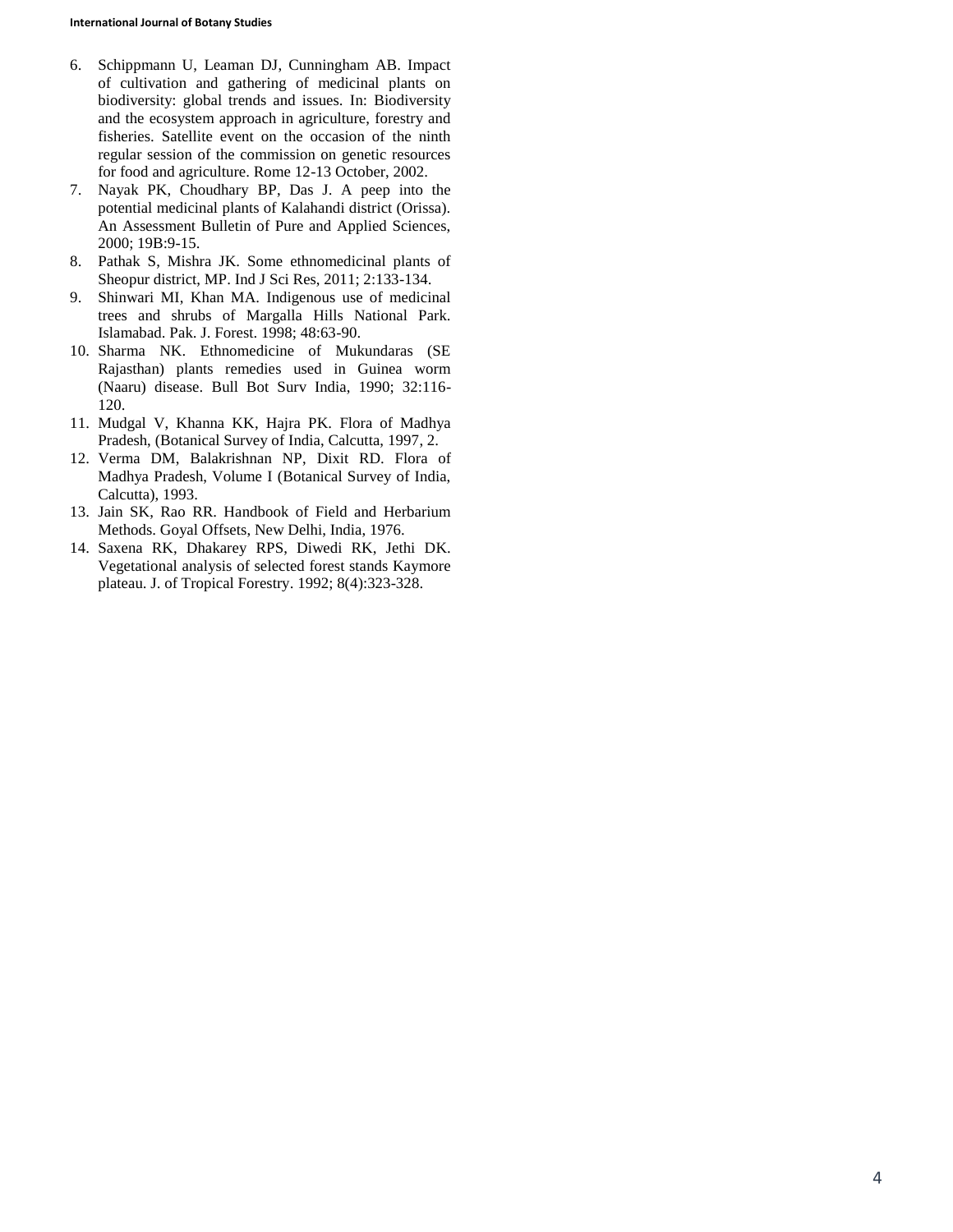6. Schippmann U, Leaman DJ, Cunningham AB. Impact of cultivation and gathering of medicinal plants on biodiversity: global trends and issues. In: Biodiversity and the ecosystem approach in agriculture, forestry and fisheries. Satellite event on the occasion of the ninth regular session of the commission on genetic resources for food and agriculture. Rome 12-13 October, 2002.
7. Nayak PK, Choudhary BP, Das J. A peep into the potential medicinal plants of Kalahandi district (Orissa). An Assessment Bulletin of Pure and Applied Sciences, 2000; 19B:9-15.
8. Pathak S, Mishra JK. Some ethnomedicinal plants of Sheopur district, MP. Ind J Sci Res, 2011; 2:133-134.
9. Shinwari MI, Khan MA. Indigenous use of medicinal trees and shrubs of Margalla Hills National Park. Islamabad. Pak. J. Forest. 1998; 48:63-90.
10. Sharma NK. Ethnomedicine of Mukundaras (SE Rajasthan) plants remedies used in Guinea worm (Naaru) disease. Bull Bot Surv India, 1990; 32:116-120.
11. Mudgal V, Khanna KK, Hajra PK. Flora of Madhya Pradesh, (Botanical Survey of India, Calcutta, 1997, 2.
12. Verma DM, Balakrishnan NP, Dixit RD. Flora of Madhya Pradesh, Volume I (Botanical Survey of India, Calcutta), 1993.
13. Jain SK, Rao RR. Handbook of Field and Herbarium Methods. Goyal Offsets, New Delhi, India, 1976.
14. Saxena RK, Dhakarey RPS, Diwedi RK, Jethi DK. Vegetational analysis of selected forest stands Kaymore plateau. J. of Tropical Forestry. 1992; 8(4):323-328.